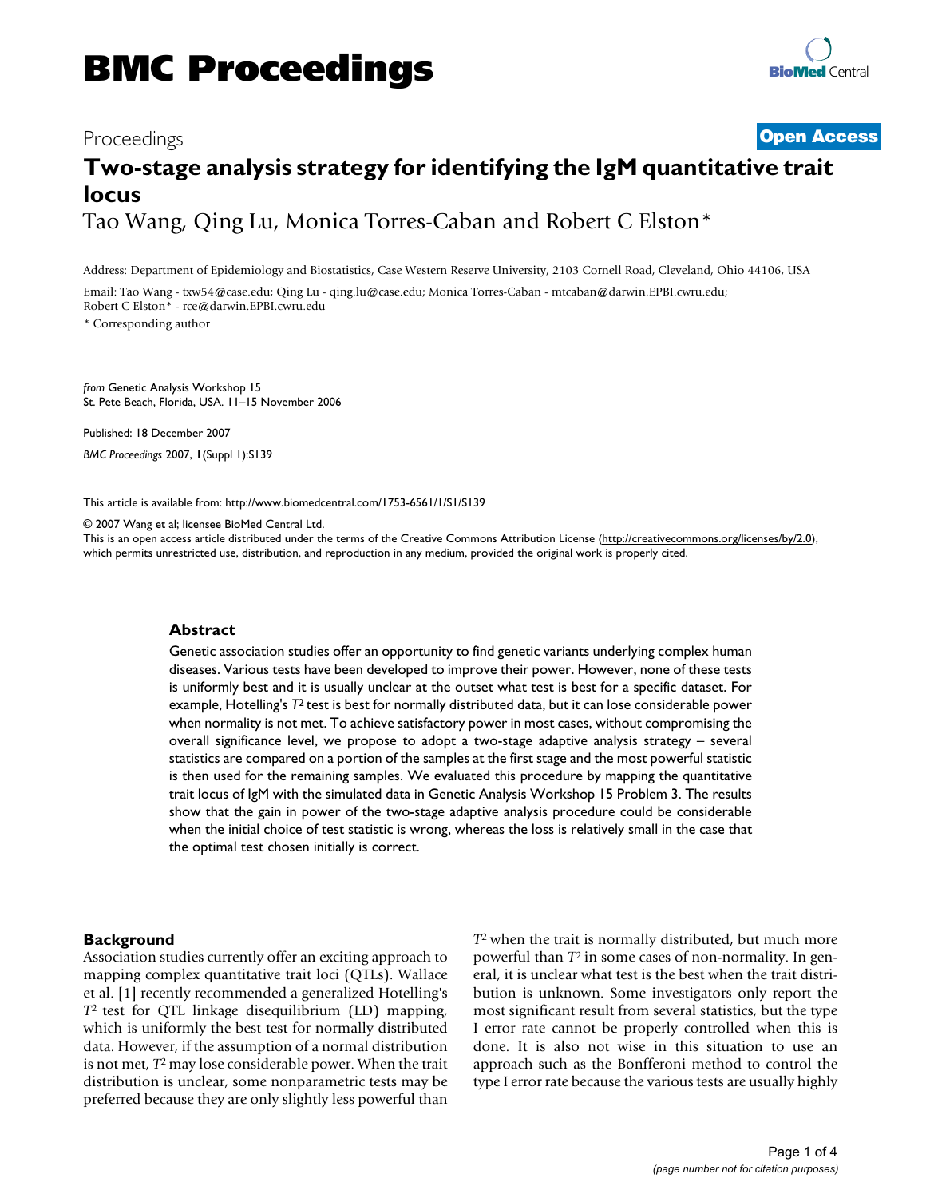# BMC Proceedings

Proceedings **Open Access**

# Two-stage analysis strategy for identifying the IgM quantitative trait locus

Tao Wang, Qing Lu, Monica Torres-Caban and Robert C Elston*

Address: Department of Epidemiology and Biostatistics, Case Western Reserve University, 2103 Cornell Road, Cleveland, Ohio 44106, USA

Email: Tao Wang - txw54@case.edu; Qing Lu - qing.lu@case.edu; Monica Torres-Caban - mtcaban@darwin.EPBI.cwru.edu; Robert C Elston* - rce@darwin.EPBI.cwru.edu

\* Corresponding author

*from* Genetic Analysis Workshop 15
St. Pete Beach, Florida, USA. 11–15 November 2006

Published: 18 December 2007

*BMC Proceedings* 2007, **1**(Suppl 1):S139

This article is available from: http://www.biomedcentral.com/1753-6561/1/S1/S139

© 2007 Wang et al; licensee BioMed Central Ltd.
This is an open access article distributed under the terms of the Creative Commons Attribution License (http://creativecommons.org/licenses/by/2.0), which permits unrestricted use, distribution, and reproduction in any medium, provided the original work is properly cited.

## Abstract

Genetic association studies offer an opportunity to find genetic variants underlying complex human diseases. Various tests have been developed to improve their power. However, none of these tests is uniformly best and it is usually unclear at the outset what test is best for a specific dataset. For example, Hotelling's $T^2$ test is best for normally distributed data, but it can lose considerable power when normality is not met. To achieve satisfactory power in most cases, without compromising the overall significance level, we propose to adopt a two-stage adaptive analysis strategy – several statistics are compared on a portion of the samples at the first stage and the most powerful statistic is then used for the remaining samples. We evaluated this procedure by mapping the quantitative trait locus of IgM with the simulated data in Genetic Analysis Workshop 15 Problem 3. The results show that the gain in power of the two-stage adaptive analysis procedure could be considerable when the initial choice of test statistic is wrong, whereas the loss is relatively small in the case that the optimal test chosen initially is correct.

## Background

Association studies currently offer an exciting approach to mapping complex quantitative trait loci (QTLs). Wallace et al. [1] recently recommended a generalized Hotelling's $T^2$ test for QTL linkage disequilibrium (LD) mapping, which is uniformly the best test for normally distributed data. However, if the assumption of a normal distribution is not met, $T^2$ may lose considerable power. When the trait distribution is unclear, some nonparametric tests may be preferred because they are only slightly less powerful than $T^2$ when the trait is normally distributed, but much more powerful than $T^2$ in some cases of non-normality. In general, it is unclear what test is the best when the trait distribution is unknown. Some investigators only report the most significant result from several statistics, but the type I error rate cannot be properly controlled when this is done. It is also not wise in this situation to use an approach such as the Bonferroni method to control the type I error rate because the various tests are usually highly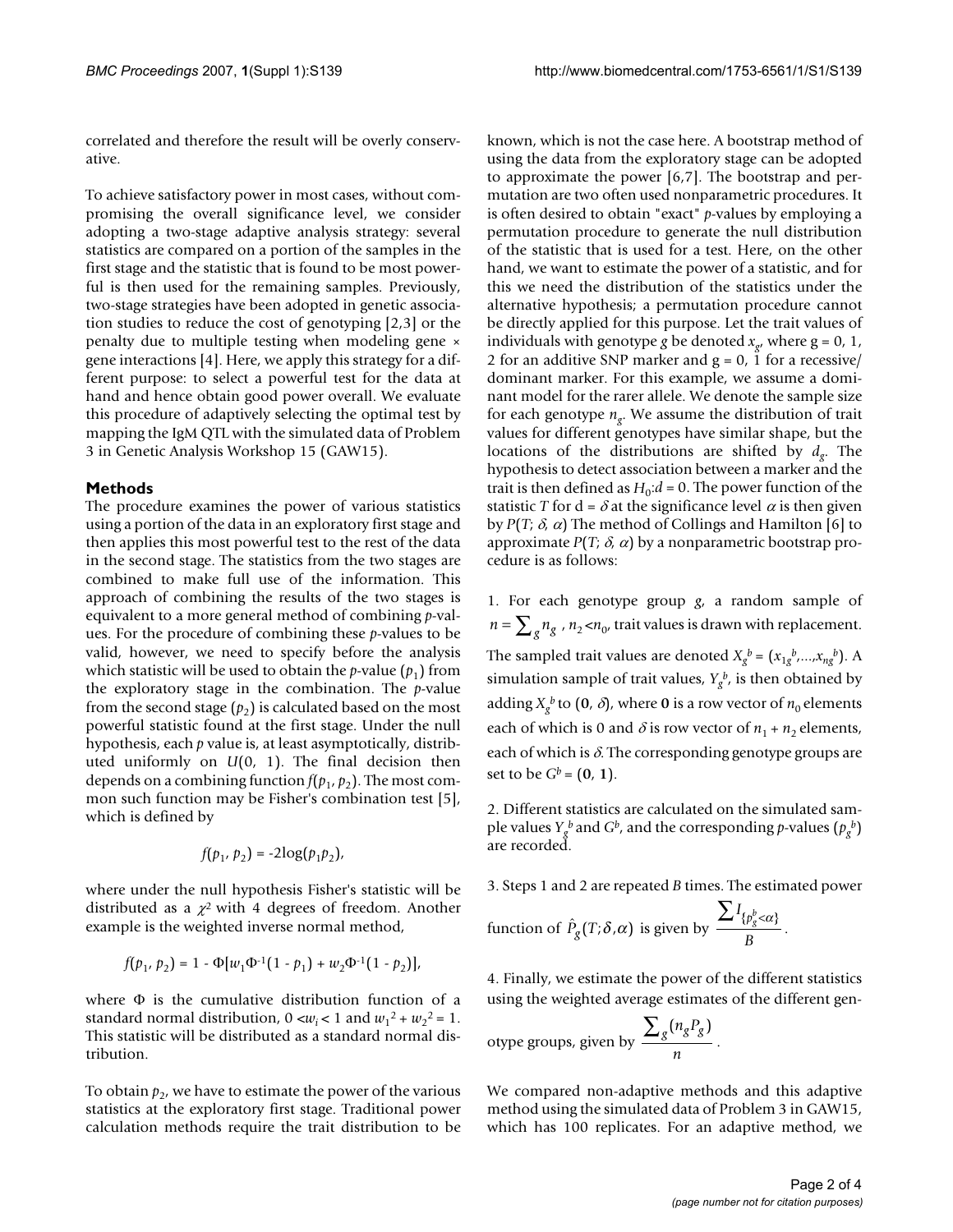correlated and therefore the result will be overly conservative.

To achieve satisfactory power in most cases, without compromising the overall significance level, we consider adopting a two-stage adaptive analysis strategy: several statistics are compared on a portion of the samples in the first stage and the statistic that is found to be most powerful is then used for the remaining samples. Previously, two-stage strategies have been adopted in genetic association studies to reduce the cost of genotyping [2,3] or the penalty due to multiple testing when modeling gene × gene interactions [4]. Here, we apply this strategy for a different purpose: to select a powerful test for the data at hand and hence obtain good power overall. We evaluate this procedure of adaptively selecting the optimal test by mapping the IgM QTL with the simulated data of Problem 3 in Genetic Analysis Workshop 15 (GAW15).

## Methods

The procedure examines the power of various statistics using a portion of the data in an exploratory first stage and then applies this most powerful test to the rest of the data in the second stage. The statistics from the two stages are combined to make full use of the information. This approach of combining the results of the two stages is equivalent to a more general method of combining *p*-values. For the procedure of combining these *p*-values to be valid, however, we need to specify before the analysis which statistic will be used to obtain the *p*-value ($p_1$) from the exploratory stage in the combination. The *p*-value from the second stage ($p_2$) is calculated based on the most powerful statistic found at the first stage. Under the null hypothesis, each *p* value is, at least asymptotically, distributed uniformly on $U(0, 1)$. The final decision then depends on a combining function $f(p_1, p_2)$. The most common such function may be Fisher's combination test [5], which is defined by

$$f(p_1, p_2) = -2\log(p_1 p_2),$$

where under the null hypothesis Fisher's statistic will be distributed as a $\chi^2$ with 4 degrees of freedom. Another example is the weighted inverse normal method,

$$f(p_1, p_2) = 1 - \Phi[w_1\Phi^{-1}(1 - p_1) + w_2\Phi^{-1}(1 - p_2)],$$

where $\Phi$ is the cumulative distribution function of a standard normal distribution, $0 < w_i < 1$ and $w_1^2 + w_2^2 = 1$. This statistic will be distributed as a standard normal distribution.

To obtain $p_2$, we have to estimate the power of the various statistics at the exploratory first stage. Traditional power calculation methods require the trait distribution to be known, which is not the case here. A bootstrap method of using the data from the exploratory stage can be adopted to approximate the power [6,7]. The bootstrap and permutation are two often used nonparametric procedures. It is often desired to obtain "exact" *p*-values by employing a permutation procedure to generate the null distribution of the statistic that is used for a test. Here, on the other hand, we want to estimate the power of a statistic, and for this we need the distribution of the statistics under the alternative hypothesis; a permutation procedure cannot be directly applied for this purpose. Let the trait values of individuals with genotype *g* be denoted $x_g$, where g = 0, 1, 2 for an additive SNP marker and g = 0, 1 for a recessive/dominant marker. For this example, we assume a dominant model for the rarer allele. We denote the sample size for each genotype $n_g$. We assume the distribution of trait values for different genotypes have similar shape, but the locations of the distributions are shifted by $d_g$. The hypothesis to detect association between a marker and the trait is then defined as $H_0{:}d = 0$. The power function of the statistic *T* for d = $\delta$ at the significance level $\alpha$ is then given by $P(T; \delta, \alpha)$ The method of Collings and Hamilton [6] to approximate $P(T; \delta, \alpha)$ by a nonparametric bootstrap procedure is as follows:

1. For each genotype group *g*, a random sample of $n = \sum_g n_g$ , $n_2 < n_0$, trait values is drawn with replacement. The sampled trait values are denoted $X_g^b = (x_{1g}^b,\ldots,x_{ng}^b)$. A simulation sample of trait values, $Y_g^b$, is then obtained by adding $X_g^b$ to $(\mathbf{0}, \delta)$, where $\mathbf{0}$ is a row vector of $n_0$ elements each of which is 0 and $\delta$ is row vector of $n_1 + n_2$ elements, each of which is $\delta$. The corresponding genotype groups are set to be $G^b = (\mathbf{0}, \mathbf{1})$.

2. Different statistics are calculated on the simulated sample values $Y_g^b$ and $G^b$, and the corresponding *p*-values ($p_g^b$) are recorded.

3. Steps 1 and 2 are repeated *B* times. The estimated power function of $\hat{P}_g(T;\delta,\alpha)$ is given by $\dfrac{\sum I_{\{p_g^b<\alpha\}}}{B}$.

4. Finally, we estimate the power of the different statistics using the weighted average estimates of the different genotype groups, given by $\dfrac{\sum_g (n_g P_g)}{n}$.

We compared non-adaptive methods and this adaptive method using the simulated data of Problem 3 in GAW15, which has 100 replicates. For an adaptive method, we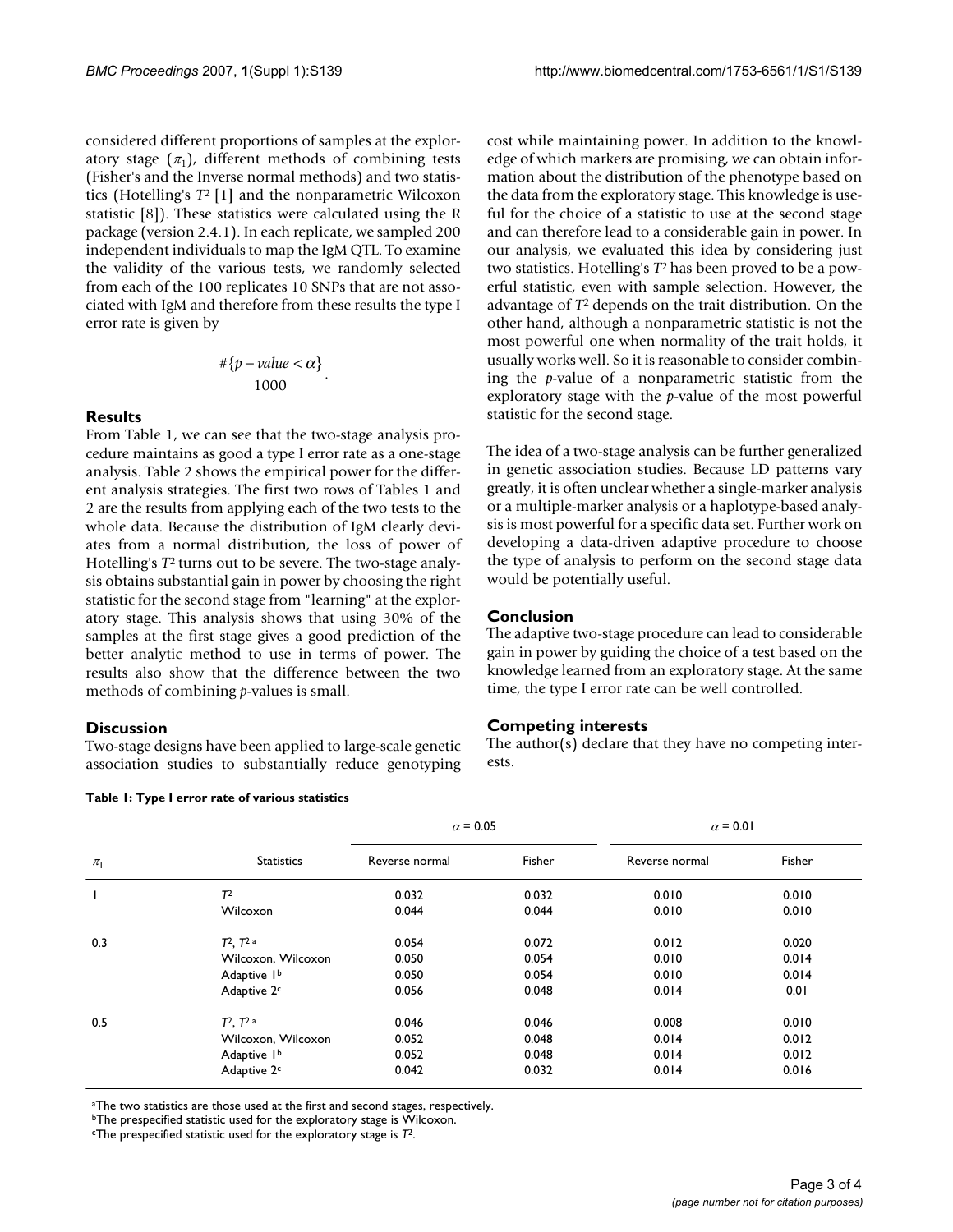considered different proportions of samples at the exploratory stage ($\pi_1$), different methods of combining tests (Fisher's and the Inverse normal methods) and two statistics (Hotelling's $T^2$ [1] and the nonparametric Wilcoxon statistic [8]). These statistics were calculated using the R package (version 2.4.1). In each replicate, we sampled 200 independent individuals to map the IgM QTL. To examine the validity of the various tests, we randomly selected from each of the 100 replicates 10 SNPs that are not associated with IgM and therefore from these results the type I error rate is given by

$$\frac{\#\{p-value < \alpha\}}{1000}.$$

## Results

From Table 1, we can see that the two-stage analysis procedure maintains as good a type I error rate as a one-stage analysis. Table 2 shows the empirical power for the different analysis strategies. The first two rows of Tables 1 and 2 are the results from applying each of the two tests to the whole data. Because the distribution of IgM clearly deviates from a normal distribution, the loss of power of Hotelling's $T^2$ turns out to be severe. The two-stage analysis obtains substantial gain in power by choosing the right statistic for the second stage from "learning" at the exploratory stage. This analysis shows that using 30% of the samples at the first stage gives a good prediction of the better analytic method to use in terms of power. The results also show that the difference between the two methods of combining *p*-values is small.

## Discussion

Two-stage designs have been applied to large-scale genetic association studies to substantially reduce genotyping cost while maintaining power. In addition to the knowledge of which markers are promising, we can obtain information about the distribution of the phenotype based on the data from the exploratory stage. This knowledge is useful for the choice of a statistic to use at the second stage and can therefore lead to a considerable gain in power. In our analysis, we evaluated this idea by considering just two statistics. Hotelling's $T^2$ has been proved to be a powerful statistic, even with sample selection. However, the advantage of $T^2$ depends on the trait distribution. On the other hand, although a nonparametric statistic is not the most powerful one when normality of the trait holds, it usually works well. So it is reasonable to consider combining the *p*-value of a nonparametric statistic from the exploratory stage with the *p*-value of the most powerful statistic for the second stage.

The idea of a two-stage analysis can be further generalized in genetic association studies. Because LD patterns vary greatly, it is often unclear whether a single-marker analysis or a multiple-marker analysis or a haplotype-based analysis is most powerful for a specific data set. Further work on developing a data-driven adaptive procedure to choose the type of analysis to perform on the second stage data would be potentially useful.

## Conclusion

The adaptive two-stage procedure can lead to considerable gain in power by guiding the choice of a test based on the knowledge learned from an exploratory stage. At the same time, the type I error rate can be well controlled.

## Competing interests

The author(s) declare that they have no competing interests.

**Table 1: Type I error rate of various statistics**

| $\pi_1$ | Statistics | $\alpha$ = 0.05 | | $\alpha$ = 0.01 | |
|---|---|---|---|---|---|
| | | Reverse normal | Fisher | Reverse normal | Fisher |
| 1 | $T^2$ | 0.032 | 0.032 | 0.010 | 0.010 |
| | Wilcoxon | 0.044 | 0.044 | 0.010 | 0.010 |
| 0.3 | $T^2$, $T^2$ [a] | 0.054 | 0.072 | 0.012 | 0.020 |
| | Wilcoxon, Wilcoxon | 0.050 | 0.054 | 0.010 | 0.014 |
| | Adaptive 1[b] | 0.050 | 0.054 | 0.010 | 0.014 |
| | Adaptive 2[c] | 0.056 | 0.048 | 0.014 | 0.01 |
| 0.5 | $T^2$, $T^2$ [a] | 0.046 | 0.046 | 0.008 | 0.010 |
| | Wilcoxon, Wilcoxon | 0.052 | 0.048 | 0.014 | 0.012 |
| | Adaptive 1[b] | 0.052 | 0.048 | 0.014 | 0.012 |
| | Adaptive 2[c] | 0.042 | 0.032 | 0.014 | 0.016 |

[a]The two statistics are those used at the first and second stages, respectively.
[b]The prespecified statistic used for the exploratory stage is Wilcoxon.
[c]The prespecified statistic used for the exploratory stage is $T^2$.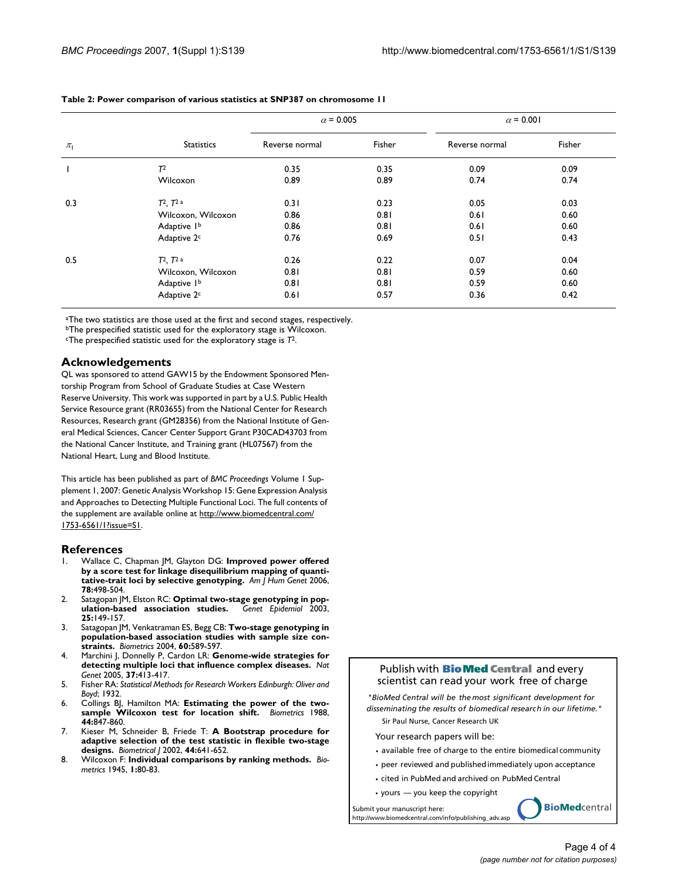**Table 2: Power comparison of various statistics at SNP387 on chromosome 11**

| $\pi_1$ | Statistics | $\alpha$ = 0.005 | | $\alpha$ = 0.001 | |
|---|---|---|---|---|---|
| | | Reverse normal | Fisher | Reverse normal | Fisher |
| 1 | $T^2$ | 0.35 | 0.35 | 0.09 | 0.09 |
| | Wilcoxon | 0.89 | 0.89 | 0.74 | 0.74 |
| 0.3 | $T^2$, $T^2$ [a] | 0.31 | 0.23 | 0.05 | 0.03 |
| | Wilcoxon, Wilcoxon | 0.86 | 0.81 | 0.61 | 0.60 |
| | Adaptive 1[b] | 0.86 | 0.81 | 0.61 | 0.60 |
| | Adaptive 2[c] | 0.76 | 0.69 | 0.51 | 0.43 |
| 0.5 | $T^2$, $T^2$ [a] | 0.26 | 0.22 | 0.07 | 0.04 |
| | Wilcoxon, Wilcoxon | 0.81 | 0.81 | 0.59 | 0.60 |
| | Adaptive 1[b] | 0.81 | 0.81 | 0.59 | 0.60 |
| | Adaptive 2[c] | 0.61 | 0.57 | 0.36 | 0.42 |

[a]The two statistics are those used at the first and second stages, respectively.
[b]The prespecified statistic used for the exploratory stage is Wilcoxon.
[c]The prespecified statistic used for the exploratory stage is $T^2$.

## Acknowledgements

QL was sponsored to attend GAW15 by the Endowment Sponsored Mentorship Program from School of Graduate Studies at Case Western Reserve University. This work was supported in part by a U.S. Public Health Service Resource grant (RR03655) from the National Center for Research Resources, Research grant (GM28356) from the National Institute of General Medical Sciences, Cancer Center Support Grant P30CAD43703 from the National Cancer Institute, and Training grant (HL07567) from the National Heart, Lung and Blood Institute.

This article has been published as part of *BMC Proceedings* Volume 1 Supplement 1, 2007: Genetic Analysis Workshop 15: Gene Expression Analysis and Approaches to Detecting Multiple Functional Loci. The full contents of the supplement are available online at http://www.biomedcentral.com/1753-6561/1?issue=S1.

## References

1. Wallace C, Chapman JM, Glayton DG: **Improved power offered by a score test for linkage disequilibrium mapping of quantitative-trait loci by selective genotyping.** *Am J Hum Genet* 2006, **78:**498-504.
2. Satagopan JM, Elston RC: **Optimal two-stage genotyping in population-based association studies.** *Genet Epidemiol* 2003, **25:**149-157.
3. Satagopan JM, Venkatraman ES, Begg CB: **Two-stage genotyping in population-based association studies with sample size constraints.** *Biometrics* 2004, **60:**589-597.
4. Marchini J, Donnelly P, Cardon LR: **Genome-wide strategies for detecting multiple loci that influence complex diseases.** *Nat Genet* 2005, **37:**413-417.
5. Fisher RA: *Statistical Methods for Research Workers Edinburgh: Oliver and Boyd*; 1932.
6. Collings BJ, Hamilton MA: **Estimating the power of the two-sample Wilcoxon test for location shift.** *Biometrics* 1988, **44:**847-860.
7. Kieser M, Schneider B, Friede T: **A Bootstrap procedure for adaptive selection of the test statistic in flexible two-stage designs.** *Biometrical J* 2002, **44:**641-652.
8. Wilcoxon F: **Individual comparisons by ranking methods.** *Biometrics* 1945, **1:**80-83.

Publish with **BioMed Central** and every scientist can read your work free of charge

*"BioMed Central will be the most significant development for disseminating the results of biomedical research in our lifetime."*
Sir Paul Nurse, Cancer Research UK

Your research papers will be:

- available free of charge to the entire biomedical community
- peer reviewed and published immediately upon acceptance
- cited in PubMed and archived on PubMed Central
- yours — you keep the copyright

Submit your manuscript here:
http://www.biomedcentral.com/info/publishing_adv.asp

BioMedcentral